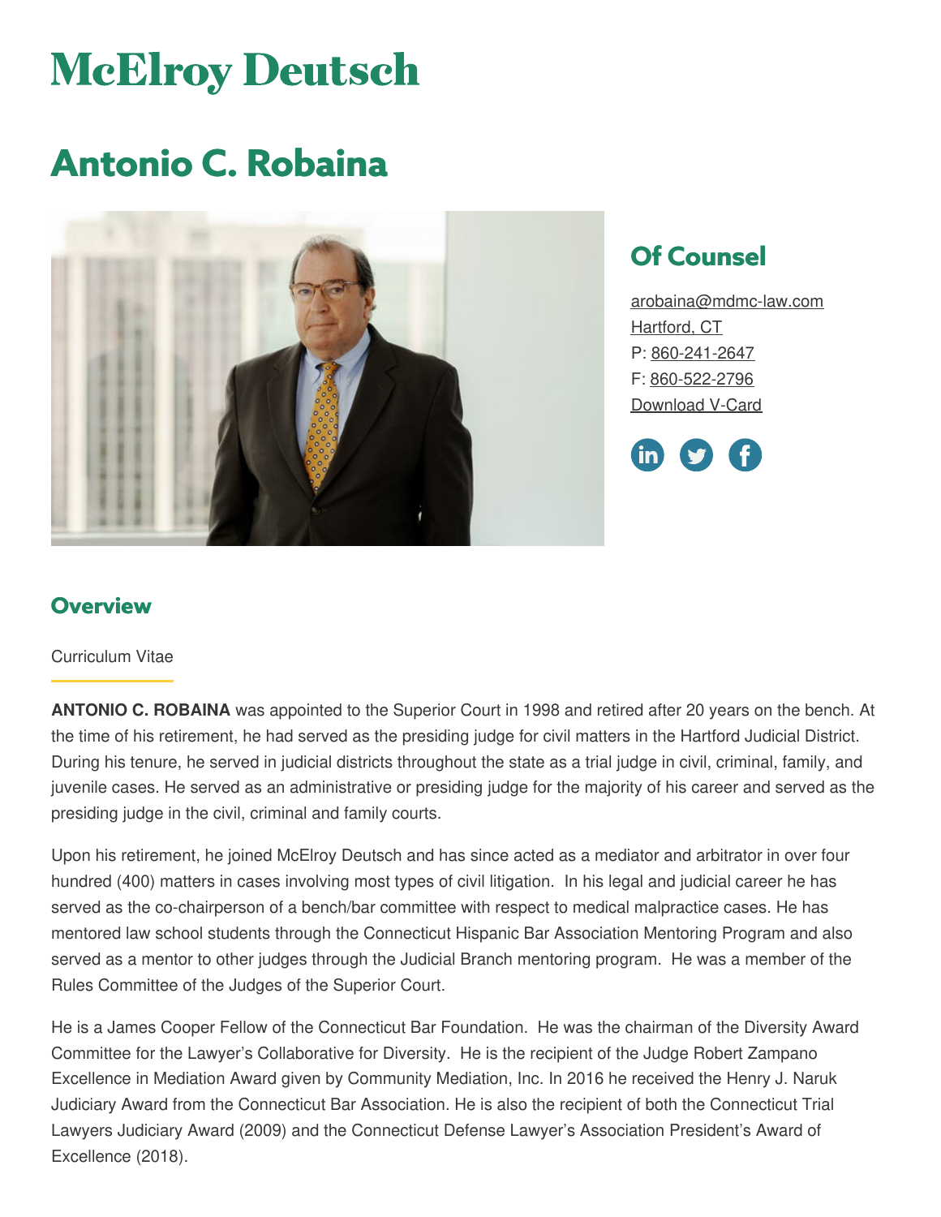# McElroy Deutsch

## Antonio C. Robaina

### Of Counsel

arobaina@mdmc-law.com
Hartford, CT
P: 860-241-2647
F: 860-522-2796
Download V-Card

### Overview

Curriculum Vitae

**ANTONIO C. ROBAINA** was appointed to the Superior Court in 1998 and retired after 20 years on the bench. At the time of his retirement, he had served as the presiding judge for civil matters in the Hartford Judicial District. During his tenure, he served in judicial districts throughout the state as a trial judge in civil, criminal, family, and juvenile cases. He served as an administrative or presiding judge for the majority of his career and served as the presiding judge in the civil, criminal and family courts.

Upon his retirement, he joined McElroy Deutsch and has since acted as a mediator and arbitrator in over four hundred (400) matters in cases involving most types of civil litigation. In his legal and judicial career he has served as the co-chairperson of a bench/bar committee with respect to medical malpractice cases. He has mentored law school students through the Connecticut Hispanic Bar Association Mentoring Program and also served as a mentor to other judges through the Judicial Branch mentoring program. He was a member of the Rules Committee of the Judges of the Superior Court.

He is a James Cooper Fellow of the Connecticut Bar Foundation. He was the chairman of the Diversity Award Committee for the Lawyer's Collaborative for Diversity. He is the recipient of the Judge Robert Zampano Excellence in Mediation Award given by Community Mediation, Inc. In 2016 he received the Henry J. Naruk Judiciary Award from the Connecticut Bar Association. He is also the recipient of both the Connecticut Trial Lawyers Judiciary Award (2009) and the Connecticut Defense Lawyer's Association President's Award of Excellence (2018).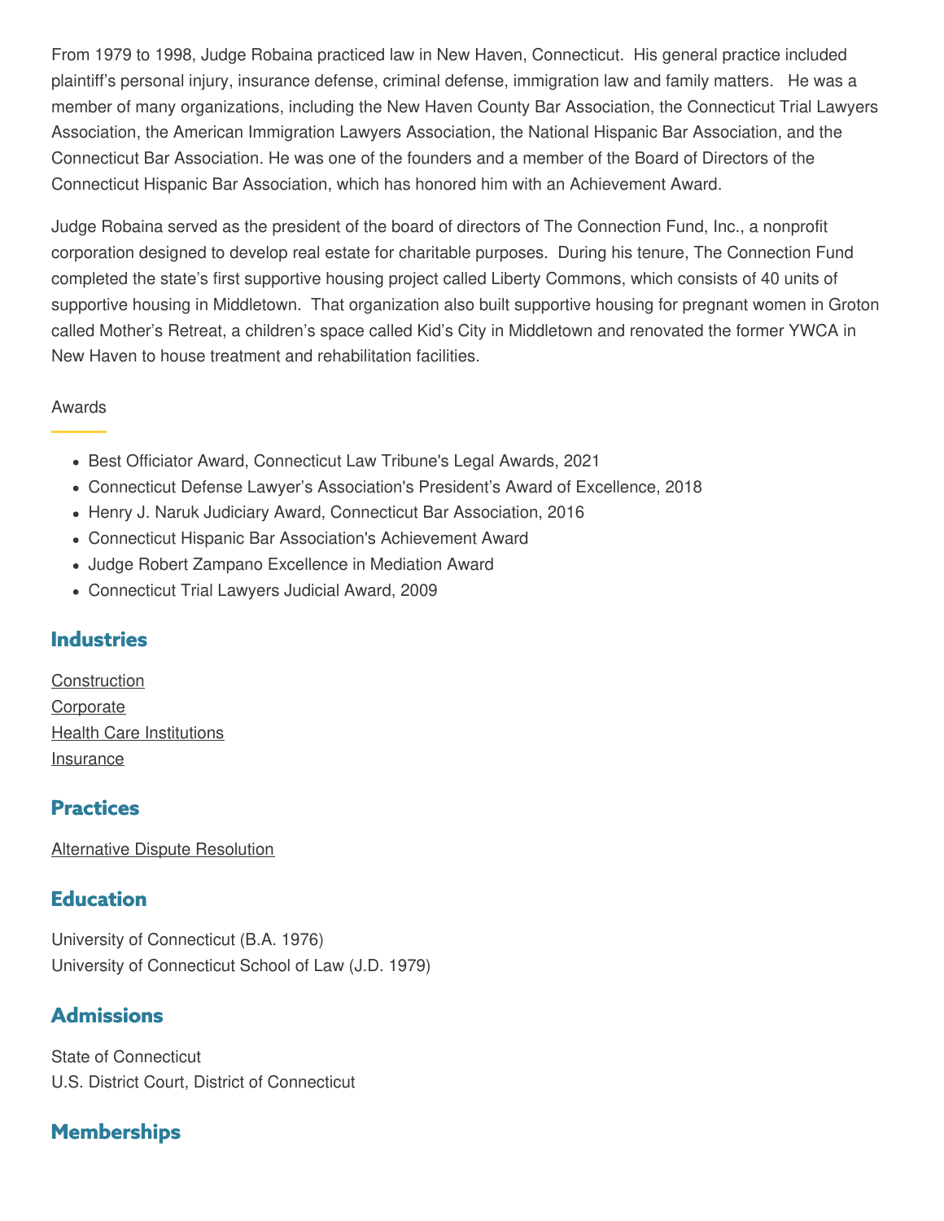From 1979 to 1998, Judge Robaina practiced law in New Haven, Connecticut. His general practice included plaintiff's personal injury, insurance defense, criminal defense, immigration law and family matters. He was a member of many organizations, including the New Haven County Bar Association, the Connecticut Trial Lawyers Association, the American Immigration Lawyers Association, the National Hispanic Bar Association, and the Connecticut Bar Association. He was one of the founders and a member of the Board of Directors of the Connecticut Hispanic Bar Association, which has honored him with an Achievement Award.

Judge Robaina served as the president of the board of directors of The Connection Fund, Inc., a nonprofit corporation designed to develop real estate for charitable purposes. During his tenure, The Connection Fund completed the state's first supportive housing project called Liberty Commons, which consists of 40 units of supportive housing in Middletown. That organization also built supportive housing for pregnant women in Groton called Mother's Retreat, a children's space called Kid's City in Middletown and renovated the former YWCA in New Haven to house treatment and rehabilitation facilities.

### Awards

- Best Officiator Award, Connecticut Law Tribune's Legal Awards, 2021
- Connecticut Defense Lawyer's Association's President's Award of Excellence, 2018
- Henry J. Naruk Judiciary Award, Connecticut Bar Association, 2016
- Connecticut Hispanic Bar Association's Achievement Award
- Judge Robert Zampano Excellence in Mediation Award
- Connecticut Trial Lawyers Judicial Award, 2009

## Industries

Construction
Corporate
Health Care Institutions
Insurance

## Practices

Alternative Dispute Resolution

## Education

University of Connecticut (B.A. 1976)
University of Connecticut School of Law (J.D. 1979)

## Admissions

State of Connecticut
U.S. District Court, District of Connecticut

## Memberships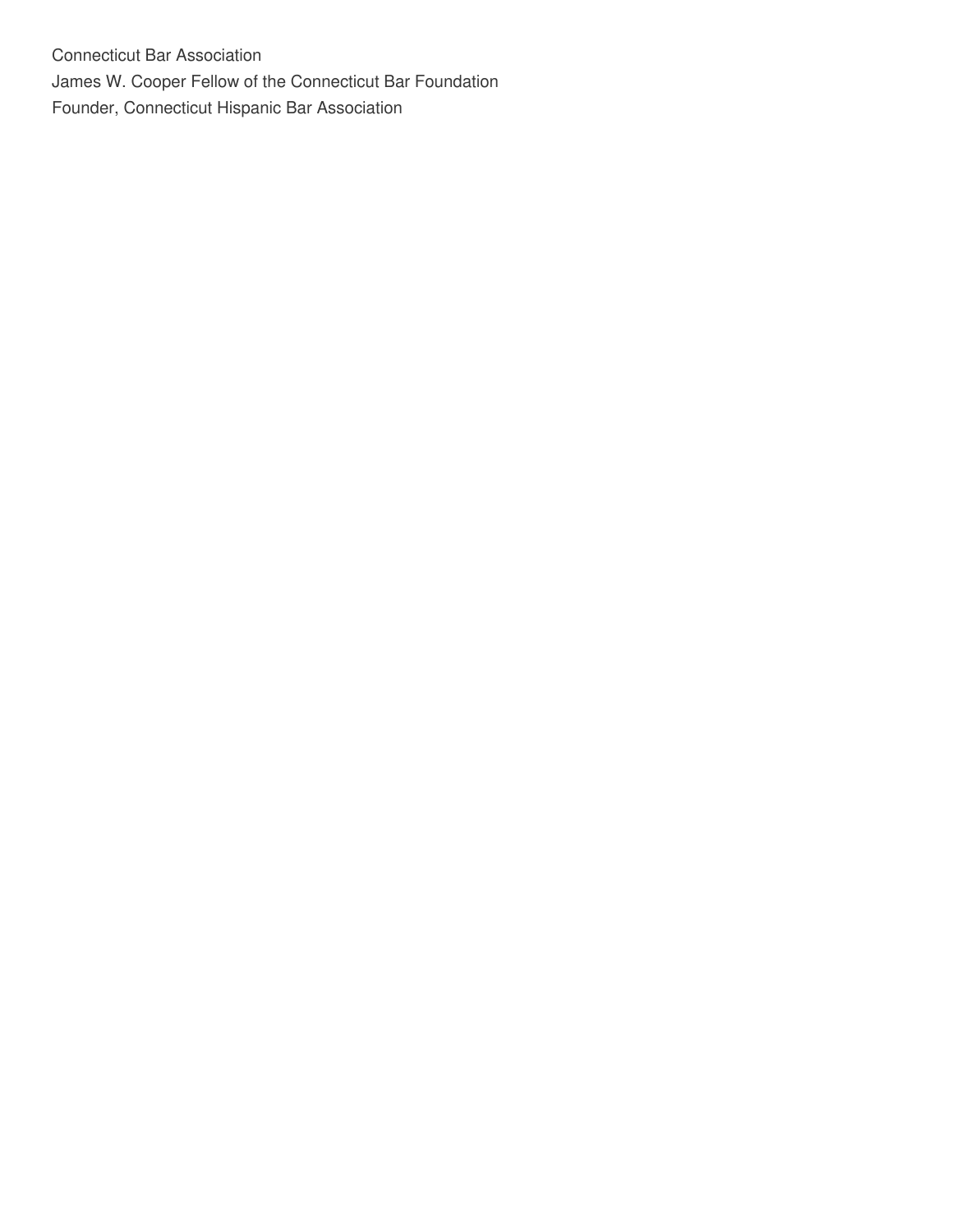Connecticut Bar Association
James W. Cooper Fellow of the Connecticut Bar Foundation
Founder, Connecticut Hispanic Bar Association